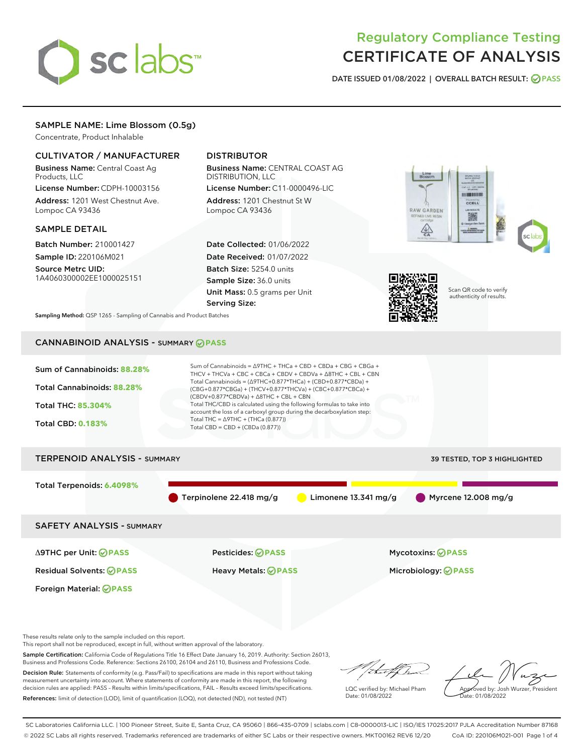# Regulatory Compliance Testing
# CERTIFICATE OF ANALYSIS

DATE ISSUED 01/08/2022 | OVERALL BATCH RESULT: PASS

## SAMPLE NAME: Lime Blossom (0.5g)

Concentrate, Product Inhalable

### CULTIVATOR / MANUFACTURER

**Business Name:** Central Coast Ag Products, LLC

**License Number:** CDPH-10003156

**Address:** 1201 West Chestnut Ave. Lompoc CA 93436

### DISTRIBUTOR

**Business Name:** CENTRAL COAST AG DISTRIBUTION, LLC

**License Number:** C11-0000496-LIC

**Address:** 1201 Chestnut St W Lompoc CA 93436

### SAMPLE DETAIL

**Batch Number:** 210001427

**Sample ID:** 220106M021

**Source Metrc UID:** 1A4060300002EE1000025151

**Date Collected:** 01/06/2022

**Date Received:** 01/07/2022

**Batch Size:** 5254.0 units

**Sample Size:** 36.0 units

**Unit Mass:** 0.5 grams per Unit

**Serving Size:**

Scan QR code to verify authenticity of results.

**Sampling Method:** QSP 1265 - Sampling of Cannabis and Product Batches

## CANNABINOID ANALYSIS - SUMMARY PASS

Sum of Cannabinoids: **88.28%**

Total Cannabinoids: **88.28%**

Total THC: **85.304%**

Total CBD: **0.183%**

Sum of Cannabinoids = Δ9THC + THCa + CBD + CBDa + CBG + CBGa + THCV + THCVa + CBC + CBCa + CBDV + CBDVa + Δ8THC + CBL + CBN

Total Cannabinoids = (Δ9THC+0.877*THCa) + (CBD+0.877*CBDa) + (CBG+0.877*CBGa) + (THCV+0.877*THCVa) + (CBC+0.877*CBCa) + (CBDV+0.877*CBDVa) + Δ8THC + CBL + CBN

Total THC/CBD is calculated using the following formulas to take into account the loss of a carboxyl group during the decarboxylation step:

Total THC = Δ9THC + (THCa (0.877))

Total CBD = CBD + (CBDa (0.877))

## TERPENOID ANALYSIS - SUMMARY

39 TESTED, TOP 3 HIGHLIGHTED

Total Terpenoids: **6.4098%**

- Terpinolene 22.418 mg/g
- Limonene 13.341 mg/g
- Myrcene 12.008 mg/g

## SAFETY ANALYSIS - SUMMARY

| | | |
|---|---|---|
| Δ9THC per Unit: PASS | Pesticides: PASS | Mycotoxins: PASS |
| Residual Solvents: PASS | Heavy Metals: PASS | Microbiology: PASS |
| Foreign Material: PASS | | |

These results relate only to the sample included on this report.

This report shall not be reproduced, except in full, without written approval of the laboratory.

**Sample Certification:** California Code of Regulations Title 16 Effect Date January 16, 2019. Authority: Section 26013, Business and Professions Code. Reference: Sections 26100, 26104 and 26110, Business and Professions Code.

**Decision Rule:** Statements of conformity (e.g. Pass/Fail) to specifications are made in this report without taking measurement uncertainty into account. Where statements of conformity are made in this report, the following decision rules are applied: PASS – Results within limits/specifications, FAIL – Results exceed limits/specifications.

**References:** limit of detection (LOD), limit of quantification (LOQ), not detected (ND), not tested (NT)

LQC verified by: Michael Pham
Date: 01/08/2022

Approved by: Josh Wurzer, President
Date: 01/08/2022

SC Laboratories California LLC. | 100 Pioneer Street, Suite E, Santa Cruz, CA 95060 | 866-435-0709 | sclabs.com | C8-0000013-LIC | ISO/IES 17025:2017 PJLA Accreditation Number 87168

© 2022 SC Labs all rights reserved. Trademarks referenced are trademarks of either SC Labs or their respective owners. MKT00162 REV6 12/20 CoA ID: 220106M021-001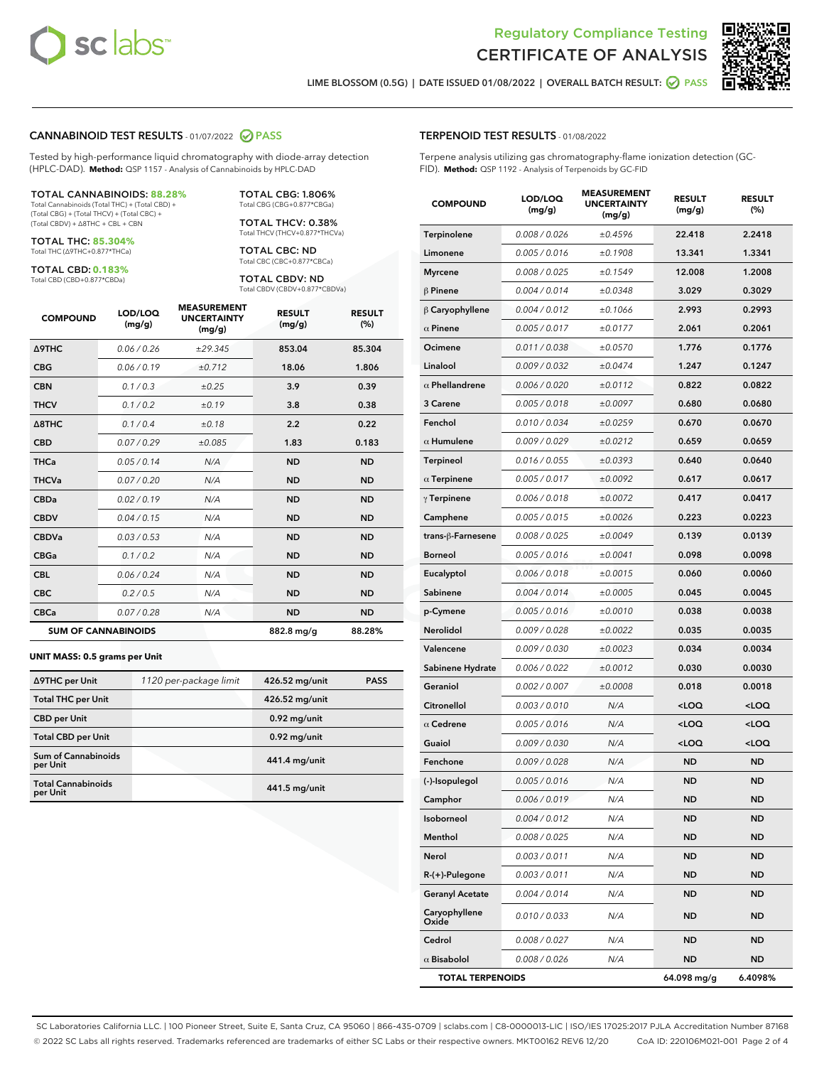# Regulatory Compliance Testing
## CERTIFICATE OF ANALYSIS

LIME BLOSSOM (0.5G) | DATE ISSUED 01/08/2022 | OVERALL BATCH RESULT: PASS

### CANNABINOID TEST RESULTS - 01/07/2022 PASS

Tested by high-performance liquid chromatography with diode-array detection (HPLC-DAD). **Method:** QSP 1157 - Analysis of Cannabinoids by HPLC-DAD

**TOTAL CANNABINOIDS: 88.28%**
Total Cannabinoids (Total THC) + (Total CBD) + (Total CBG) + (Total THCV) + (Total CBC) + (Total CBDV) + Δ8THC + CBL + CBN

**TOTAL THC: 85.304%**
Total THC (Δ9THC+0.877*THCa)

**TOTAL CBD: 0.183%**
Total CBD (CBD+0.877*CBDa)

**TOTAL CBG: 1.806%**
Total CBG (CBG+0.877*CBGa)

**TOTAL THCV: 0.38%**
Total THCV (THCV+0.877*THCVa)

**TOTAL CBC: ND**
Total CBC (CBC+0.877*CBCa)

**TOTAL CBDV: ND**
Total CBDV (CBDV+0.877*CBDVa)

| COMPOUND | LOD/LOQ (mg/g) | MEASUREMENT UNCERTAINTY (mg/g) | RESULT (mg/g) | RESULT (%) |
|---|---|---|---|---|
| Δ9THC | 0.06 / 0.26 | ±29.345 | 853.04 | 85.304 |
| CBG | 0.06 / 0.19 | ±0.712 | 18.06 | 1.806 |
| CBN | 0.1 / 0.3 | ±0.25 | 3.9 | 0.39 |
| THCV | 0.1 / 0.2 | ±0.19 | 3.8 | 0.38 |
| Δ8THC | 0.1 / 0.4 | ±0.18 | 2.2 | 0.22 |
| CBD | 0.07 / 0.29 | ±0.085 | 1.83 | 0.183 |
| THCa | 0.05 / 0.14 | N/A | ND | ND |
| THCVa | 0.07 / 0.20 | N/A | ND | ND |
| CBDa | 0.02 / 0.19 | N/A | ND | ND |
| CBDV | 0.04 / 0.15 | N/A | ND | ND |
| CBDVa | 0.03 / 0.53 | N/A | ND | ND |
| CBGa | 0.1 / 0.2 | N/A | ND | ND |
| CBL | 0.06 / 0.24 | N/A | ND | ND |
| CBC | 0.2 / 0.5 | N/A | ND | ND |
| CBCa | 0.07 / 0.28 | N/A | ND | ND |
| **SUM OF CANNABINOIDS** | | | 882.8 mg/g | 88.28% |

**UNIT MASS: 0.5 grams per Unit**

| | | | |
|---|---|---|---|
| Δ9THC per Unit | 1120 per-package limit | 426.52 mg/unit | PASS |
| Total THC per Unit | | 426.52 mg/unit | |
| CBD per Unit | | 0.92 mg/unit | |
| Total CBD per Unit | | 0.92 mg/unit | |
| Sum of Cannabinoids per Unit | | 441.4 mg/unit | |
| Total Cannabinoids per Unit | | 441.5 mg/unit | |

### TERPENOID TEST RESULTS - 01/08/2022

Terpene analysis utilizing gas chromatography-flame ionization detection (GC-FID). **Method:** QSP 1192 - Analysis of Terpenoids by GC-FID

| COMPOUND | LOD/LOQ (mg/g) | MEASUREMENT UNCERTAINTY (mg/g) | RESULT (mg/g) | RESULT (%) |
|---|---|---|---|---|
| Terpinolene | 0.008 / 0.026 | ±0.4596 | 22.418 | 2.2418 |
| Limonene | 0.005 / 0.016 | ±0.1908 | 13.341 | 1.3341 |
| Myrcene | 0.008 / 0.025 | ±0.1549 | 12.008 | 1.2008 |
| β Pinene | 0.004 / 0.014 | ±0.0348 | 3.029 | 0.3029 |
| β Caryophyllene | 0.004 / 0.012 | ±0.1066 | 2.993 | 0.2993 |
| α Pinene | 0.005 / 0.017 | ±0.0177 | 2.061 | 0.2061 |
| Ocimene | 0.011 / 0.038 | ±0.0570 | 1.776 | 0.1776 |
| Linalool | 0.009 / 0.032 | ±0.0474 | 1.247 | 0.1247 |
| α Phellandrene | 0.006 / 0.020 | ±0.0112 | 0.822 | 0.0822 |
| 3 Carene | 0.005 / 0.018 | ±0.0097 | 0.680 | 0.0680 |
| Fenchol | 0.010 / 0.034 | ±0.0259 | 0.670 | 0.0670 |
| α Humulene | 0.009 / 0.029 | ±0.0212 | 0.659 | 0.0659 |
| Terpineol | 0.016 / 0.055 | ±0.0393 | 0.640 | 0.0640 |
| α Terpinene | 0.005 / 0.017 | ±0.0092 | 0.617 | 0.0617 |
| γ Terpinene | 0.006 / 0.018 | ±0.0072 | 0.417 | 0.0417 |
| Camphene | 0.005 / 0.015 | ±0.0026 | 0.223 | 0.0223 |
| trans-β-Farnesene | 0.008 / 0.025 | ±0.0049 | 0.139 | 0.0139 |
| Borneol | 0.005 / 0.016 | ±0.0041 | 0.098 | 0.0098 |
| Eucalyptol | 0.006 / 0.018 | ±0.0015 | 0.060 | 0.0060 |
| Sabinene | 0.004 / 0.014 | ±0.0005 | 0.045 | 0.0045 |
| p-Cymene | 0.005 / 0.016 | ±0.0010 | 0.038 | 0.0038 |
| Nerolidol | 0.009 / 0.028 | ±0.0022 | 0.035 | 0.0035 |
| Valencene | 0.009 / 0.030 | ±0.0023 | 0.034 | 0.0034 |
| Sabinene Hydrate | 0.006 / 0.022 | ±0.0012 | 0.030 | 0.0030 |
| Geraniol | 0.002 / 0.007 | ±0.0008 | 0.018 | 0.0018 |
| Citronellol | 0.003 / 0.010 | N/A | <LOQ | <LOQ |
| α Cedrene | 0.005 / 0.016 | N/A | <LOQ | <LOQ |
| Guaiol | 0.009 / 0.030 | N/A | <LOQ | <LOQ |
| Fenchone | 0.009 / 0.028 | N/A | ND | ND |
| (-)-Isopulegol | 0.005 / 0.016 | N/A | ND | ND |
| Camphor | 0.006 / 0.019 | N/A | ND | ND |
| Isoborneol | 0.004 / 0.012 | N/A | ND | ND |
| Menthol | 0.008 / 0.025 | N/A | ND | ND |
| Nerol | 0.003 / 0.011 | N/A | ND | ND |
| R-(+)-Pulegone | 0.003 / 0.011 | N/A | ND | ND |
| Geranyl Acetate | 0.004 / 0.014 | N/A | ND | ND |
| Caryophyllene Oxide | 0.010 / 0.033 | N/A | ND | ND |
| Cedrol | 0.008 / 0.027 | N/A | ND | ND |
| α Bisabolol | 0.008 / 0.026 | N/A | ND | ND |
| **TOTAL TERPENOIDS** | | | 64.098 mg/g | 6.4098% |

SC Laboratories California LLC. | 100 Pioneer Street, Suite E, Santa Cruz, CA 95060 | 866-435-0709 | sclabs.com | C8-0000013-LIC | ISO/IES 17025:2017 PJLA Accreditation Number 87168
© 2022 SC Labs all rights reserved. Trademarks referenced are trademarks of either SC Labs or their respective owners. MKT00162 REV6 12/20 CoA ID: 220106M021-001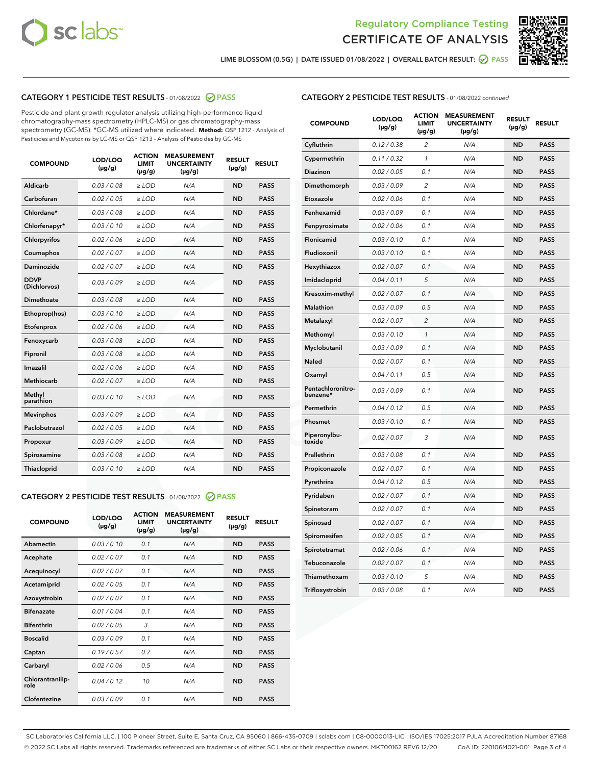Regulatory Compliance Testing
# CERTIFICATE OF ANALYSIS

LIME BLOSSOM (0.5G) | DATE ISSUED 01/08/2022 | OVERALL BATCH RESULT: PASS

## CATEGORY 1 PESTICIDE TEST RESULTS - 01/08/2022 PASS

Pesticide and plant growth regulator analysis utilizing high-performance liquid chromatography-mass spectrometry (HPLC-MS) or gas chromatography-mass spectrometry (GC-MS). *GC-MS utilized where indicated. **Method:** QSP 1212 - Analysis of Pesticides and Mycotoxins by LC-MS or QSP 1213 - Analysis of Pesticides by GC-MS

| COMPOUND | LOD/LOQ (µg/g) | ACTION LIMIT (µg/g) | MEASUREMENT UNCERTAINTY (µg/g) | RESULT (µg/g) | RESULT |
|---|---|---|---|---|---|
| Aldicarb | 0.03 / 0.08 | ≥ LOD | N/A | ND | PASS |
| Carbofuran | 0.02 / 0.05 | ≥ LOD | N/A | ND | PASS |
| Chlordane* | 0.03 / 0.08 | ≥ LOD | N/A | ND | PASS |
| Chlorfenapyr* | 0.03 / 0.10 | ≥ LOD | N/A | ND | PASS |
| Chlorpyrifos | 0.02 / 0.06 | ≥ LOD | N/A | ND | PASS |
| Coumaphos | 0.02 / 0.07 | ≥ LOD | N/A | ND | PASS |
| Daminozide | 0.02 / 0.07 | ≥ LOD | N/A | ND | PASS |
| DDVP (Dichlorvos) | 0.03 / 0.09 | ≥ LOD | N/A | ND | PASS |
| Dimethoate | 0.03 / 0.08 | ≥ LOD | N/A | ND | PASS |
| Ethoprop(hos) | 0.03 / 0.10 | ≥ LOD | N/A | ND | PASS |
| Etofenprox | 0.02 / 0.06 | ≥ LOD | N/A | ND | PASS |
| Fenoxycarb | 0.03 / 0.08 | ≥ LOD | N/A | ND | PASS |
| Fipronil | 0.03 / 0.08 | ≥ LOD | N/A | ND | PASS |
| Imazalil | 0.02 / 0.06 | ≥ LOD | N/A | ND | PASS |
| Methiocarb | 0.02 / 0.07 | ≥ LOD | N/A | ND | PASS |
| Methyl parathion | 0.03 / 0.10 | ≥ LOD | N/A | ND | PASS |
| Mevinphos | 0.03 / 0.09 | ≥ LOD | N/A | ND | PASS |
| Paclobutrazol | 0.02 / 0.05 | ≥ LOD | N/A | ND | PASS |
| Propoxur | 0.03 / 0.09 | ≥ LOD | N/A | ND | PASS |
| Spiroxamine | 0.03 / 0.08 | ≥ LOD | N/A | ND | PASS |
| Thiacloprid | 0.03 / 0.10 | ≥ LOD | N/A | ND | PASS |

## CATEGORY 2 PESTICIDE TEST RESULTS - 01/08/2022 PASS

| COMPOUND | LOD/LOQ (µg/g) | ACTION LIMIT (µg/g) | MEASUREMENT UNCERTAINTY (µg/g) | RESULT (µg/g) | RESULT |
|---|---|---|---|---|---|
| Abamectin | 0.03 / 0.10 | 0.1 | N/A | ND | PASS |
| Acephate | 0.02 / 0.07 | 0.1 | N/A | ND | PASS |
| Acequinocyl | 0.02 / 0.07 | 0.1 | N/A | ND | PASS |
| Acetamiprid | 0.02 / 0.05 | 0.1 | N/A | ND | PASS |
| Azoxystrobin | 0.02 / 0.07 | 0.1 | N/A | ND | PASS |
| Bifenazate | 0.01 / 0.04 | 0.1 | N/A | ND | PASS |
| Bifenthrin | 0.02 / 0.05 | 3 | N/A | ND | PASS |
| Boscalid | 0.03 / 0.09 | 0.1 | N/A | ND | PASS |
| Captan | 0.19 / 0.57 | 0.7 | N/A | ND | PASS |
| Carbaryl | 0.02 / 0.06 | 0.5 | N/A | ND | PASS |
| Chlorantraniliprole | 0.04 / 0.12 | 10 | N/A | ND | PASS |
| Clofentezine | 0.03 / 0.09 | 0.1 | N/A | ND | PASS |
| Cyfluthrin | 0.12 / 0.38 | 2 | N/A | ND | PASS |
| Cypermethrin | 0.11 / 0.32 | 1 | N/A | ND | PASS |
| Diazinon | 0.02 / 0.05 | 0.1 | N/A | ND | PASS |
| Dimethomorph | 0.03 / 0.09 | 2 | N/A | ND | PASS |
| Etoxazole | 0.02 / 0.06 | 0.1 | N/A | ND | PASS |
| Fenhexamid | 0.03 / 0.09 | 0.1 | N/A | ND | PASS |
| Fenpyroximate | 0.02 / 0.06 | 0.1 | N/A | ND | PASS |
| Flonicamid | 0.03 / 0.10 | 0.1 | N/A | ND | PASS |
| Fludioxonil | 0.03 / 0.10 | 0.1 | N/A | ND | PASS |
| Hexythiazox | 0.02 / 0.07 | 0.1 | N/A | ND | PASS |
| Imidacloprid | 0.04 / 0.11 | 5 | N/A | ND | PASS |
| Kresoxim-methyl | 0.02 / 0.07 | 0.1 | N/A | ND | PASS |
| Malathion | 0.03 / 0.09 | 0.5 | N/A | ND | PASS |
| Metalaxyl | 0.02 / 0.07 | 2 | N/A | ND | PASS |
| Methomyl | 0.03 / 0.10 | 1 | N/A | ND | PASS |
| Myclobutanil | 0.03 / 0.09 | 0.1 | N/A | ND | PASS |
| Naled | 0.02 / 0.07 | 0.1 | N/A | ND | PASS |
| Oxamyl | 0.04 / 0.11 | 0.5 | N/A | ND | PASS |
| Pentachloronitrobenzene* | 0.03 / 0.09 | 0.1 | N/A | ND | PASS |
| Permethrin | 0.04 / 0.12 | 0.5 | N/A | ND | PASS |
| Phosmet | 0.03 / 0.10 | 0.1 | N/A | ND | PASS |
| Piperonylbutoxide | 0.02 / 0.07 | 3 | N/A | ND | PASS |
| Prallethrin | 0.03 / 0.08 | 0.1 | N/A | ND | PASS |
| Propiconazole | 0.02 / 0.07 | 0.1 | N/A | ND | PASS |
| Pyrethrins | 0.04 / 0.12 | 0.5 | N/A | ND | PASS |
| Pyridaben | 0.02 / 0.07 | 0.1 | N/A | ND | PASS |
| Spinetoram | 0.02 / 0.07 | 0.1 | N/A | ND | PASS |
| Spinosad | 0.02 / 0.07 | 0.1 | N/A | ND | PASS |
| Spiromesifen | 0.02 / 0.05 | 0.1 | N/A | ND | PASS |
| Spirotetramat | 0.02 / 0.06 | 0.1 | N/A | ND | PASS |
| Tebuconazole | 0.02 / 0.07 | 0.1 | N/A | ND | PASS |
| Thiamethoxam | 0.03 / 0.10 | 5 | N/A | ND | PASS |
| Trifloxystrobin | 0.03 / 0.08 | 0.1 | N/A | ND | PASS |

SC Laboratories California LLC. | 100 Pioneer Street, Suite E, Santa Cruz, CA 95060 | 866-435-0709 | sclabs.com | C8-0000013-LIC | ISO/IES 17025:2017 PJLA Accreditation Number 87168
© 2022 SC Labs all rights reserved. Trademarks referenced are trademarks of either SC Labs or their respective owners. MKT00162 REV6 12/20 CoA ID: 220106M021-001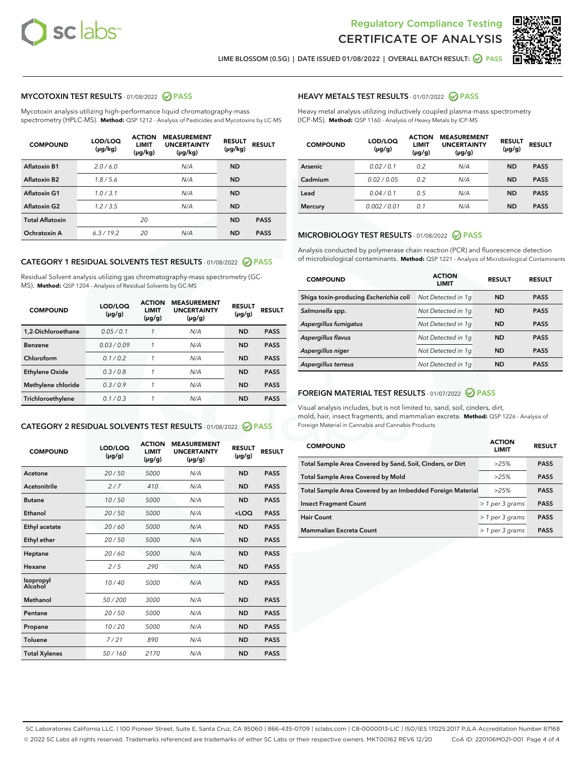Regulatory Compliance Testing
CERTIFICATE OF ANALYSIS

LIME BLOSSOM (0.5G) | DATE ISSUED 01/08/2022 | OVERALL BATCH RESULT: PASS

## MYCOTOXIN TEST RESULTS - 01/08/2022 PASS

Mycotoxin analysis utilizing high-performance liquid chromatography-mass spectrometry (HPLC-MS). **Method:** QSP 1212 - Analysis of Pesticides and Mycotoxins by LC-MS

| COMPOUND | LOD/LOQ (µg/kg) | ACTION LIMIT (µg/kg) | MEASUREMENT UNCERTAINTY (µg/kg) | RESULT (µg/kg) | RESULT |
|---|---|---|---|---|---|
| Aflatoxin B1 | 2.0 / 6.0 | | N/A | ND | |
| Aflatoxin B2 | 1.8 / 5.6 | | N/A | ND | |
| Aflatoxin G1 | 1.0 / 3.1 | | N/A | ND | |
| Aflatoxin G2 | 1.2 / 3.5 | | N/A | ND | |
| Total Aflatoxin | | 20 | | ND | PASS |
| Ochratoxin A | 6.3 / 19.2 | 20 | N/A | ND | PASS |

## CATEGORY 1 RESIDUAL SOLVENTS TEST RESULTS - 01/08/2022 PASS

Residual Solvent analysis utilizing gas chromatography-mass spectrometry (GC-MS). **Method:** QSP 1204 - Analysis of Residual Solvents by GC-MS

| COMPOUND | LOD/LOQ (µg/g) | ACTION LIMIT (µg/g) | MEASUREMENT UNCERTAINTY (µg/g) | RESULT (µg/g) | RESULT |
|---|---|---|---|---|---|
| 1,2-Dichloroethane | 0.05 / 0.1 | 1 | N/A | ND | PASS |
| Benzene | 0.03 / 0.09 | 1 | N/A | ND | PASS |
| Chloroform | 0.1 / 0.2 | 1 | N/A | ND | PASS |
| Ethylene Oxide | 0.3 / 0.8 | 1 | N/A | ND | PASS |
| Methylene chloride | 0.3 / 0.9 | 1 | N/A | ND | PASS |
| Trichloroethylene | 0.1 / 0.3 | 1 | N/A | ND | PASS |

## CATEGORY 2 RESIDUAL SOLVENTS TEST RESULTS - 01/08/2022 PASS

| COMPOUND | LOD/LOQ (µg/g) | ACTION LIMIT (µg/g) | MEASUREMENT UNCERTAINTY (µg/g) | RESULT (µg/g) | RESULT |
|---|---|---|---|---|---|
| Acetone | 20 / 50 | 5000 | N/A | ND | PASS |
| Acetonitrile | 2 / 7 | 410 | N/A | ND | PASS |
| Butane | 10 / 50 | 5000 | N/A | ND | PASS |
| Ethanol | 20 / 50 | 5000 | N/A | <LOQ | PASS |
| Ethyl acetate | 20 / 60 | 5000 | N/A | ND | PASS |
| Ethyl ether | 20 / 50 | 5000 | N/A | ND | PASS |
| Heptane | 20 / 60 | 5000 | N/A | ND | PASS |
| Hexane | 2 / 5 | 290 | N/A | ND | PASS |
| Isopropyl Alcohol | 10 / 40 | 5000 | N/A | ND | PASS |
| Methanol | 50 / 200 | 3000 | N/A | ND | PASS |
| Pentane | 20 / 50 | 5000 | N/A | ND | PASS |
| Propane | 10 / 20 | 5000 | N/A | ND | PASS |
| Toluene | 7 / 21 | 890 | N/A | ND | PASS |
| Total Xylenes | 50 / 160 | 2170 | N/A | ND | PASS |

## HEAVY METALS TEST RESULTS - 01/07/2022 PASS

Heavy metal analysis utilizing inductively coupled plasma-mass spectrometry (ICP-MS). **Method:** QSP 1160 - Analysis of Heavy Metals by ICP-MS

| COMPOUND | LOD/LOQ (µg/g) | ACTION LIMIT (µg/g) | MEASUREMENT UNCERTAINTY (µg/g) | RESULT (µg/g) | RESULT |
|---|---|---|---|---|---|
| Arsenic | 0.02 / 0.1 | 0.2 | N/A | ND | PASS |
| Cadmium | 0.02 / 0.05 | 0.2 | N/A | ND | PASS |
| Lead | 0.04 / 0.1 | 0.5 | N/A | ND | PASS |
| Mercury | 0.002 / 0.01 | 0.1 | N/A | ND | PASS |

## MICROBIOLOGY TEST RESULTS - 01/08/2022 PASS

Analysis conducted by polymerase chain reaction (PCR) and fluorescence detection of microbiological contaminants. **Method:** QSP 1221 - Analysis of Microbiological Contaminants

| COMPOUND | ACTION LIMIT | RESULT | RESULT |
|---|---|---|---|
| Shiga toxin-producing *Escherichia coli* | Not Detected in 1g | ND | PASS |
| *Salmonella* spp. | Not Detected in 1g | ND | PASS |
| *Aspergillus fumigatus* | Not Detected in 1g | ND | PASS |
| *Aspergillus flavus* | Not Detected in 1g | ND | PASS |
| *Aspergillus niger* | Not Detected in 1g | ND | PASS |
| *Aspergillus terreus* | Not Detected in 1g | ND | PASS |

## FOREIGN MATERIAL TEST RESULTS - 01/07/2022 PASS

Visual analysis includes, but is not limited to, sand, soil, cinders, dirt, mold, hair, insect fragments, and mammalian excreta. **Method:** QSP 1226 - Analysis of Foreign Material in Cannabis and Cannabis Products

| COMPOUND | ACTION LIMIT | RESULT |
|---|---|---|
| Total Sample Area Covered by Sand, Soil, Cinders, or Dirt | >25% | PASS |
| Total Sample Area Covered by Mold | >25% | PASS |
| Total Sample Area Covered by an Imbedded Foreign Material | >25% | PASS |
| Insect Fragment Count | > 1 per 3 grams | PASS |
| Hair Count | > 1 per 3 grams | PASS |
| Mammalian Excreta Count | > 1 per 3 grams | PASS |

SC Laboratories California LLC. | 100 Pioneer Street, Suite E, Santa Cruz, CA 95060 | 866-435-0709 | sclabs.com | C8-0000013-LIC | ISO/IES 17025:2017 PJLA Accreditation Number 87168
© 2022 SC Labs all rights reserved. Trademarks referenced are trademarks of either SC Labs or their respective owners. MKT00162 REV6 12/20 CoA ID: 220106M021-001